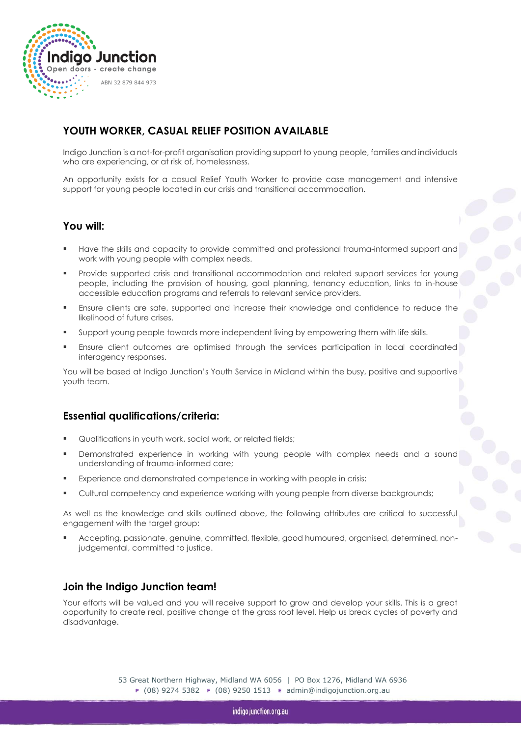Indigo Junction
Open doors - create change
ABN 32 879 844 973

# YOUTH WORKER, CASUAL RELIEF POSITION AVAILABLE

Indigo Junction is a not-for-profit organisation providing support to young people, families and individuals who are experiencing, or at risk of, homelessness.

An opportunity exists for a casual Relief Youth Worker to provide case management and intensive support for young people located in our crisis and transitional accommodation.

## You will:

- Have the skills and capacity to provide committed and professional trauma-informed support and work with young people with complex needs.
- Provide supported crisis and transitional accommodation and related support services for young people, including the provision of housing, goal planning, tenancy education, links to in-house accessible education programs and referrals to relevant service providers.
- Ensure clients are safe, supported and increase their knowledge and confidence to reduce the likelihood of future crises.
- Support young people towards more independent living by empowering them with life skills.
- Ensure client outcomes are optimised through the services participation in local coordinated interagency responses.

You will be based at Indigo Junction's Youth Service in Midland within the busy, positive and supportive youth team.

## Essential qualifications/criteria:

- Qualifications in youth work, social work, or related fields;
- Demonstrated experience in working with young people with complex needs and a sound understanding of trauma-informed care;
- Experience and demonstrated competence in working with people in crisis;
- Cultural competency and experience working with young people from diverse backgrounds;

As well as the knowledge and skills outlined above, the following attributes are critical to successful engagement with the target group:

- Accepting, passionate, genuine, committed, flexible, good humoured, organised, determined, non-judgemental, committed to justice.

## Join the Indigo Junction team!

Your efforts will be valued and you will receive support to grow and develop your skills. This is a great opportunity to create real, positive change at the grass root level. Help us break cycles of poverty and disadvantage.

53 Great Northern Highway, Midland WA 6056 | PO Box 1276, Midland WA 6936
P (08) 9274 5382 F (08) 9250 1513 E admin@indigojunction.org.au

indigojunction.org.au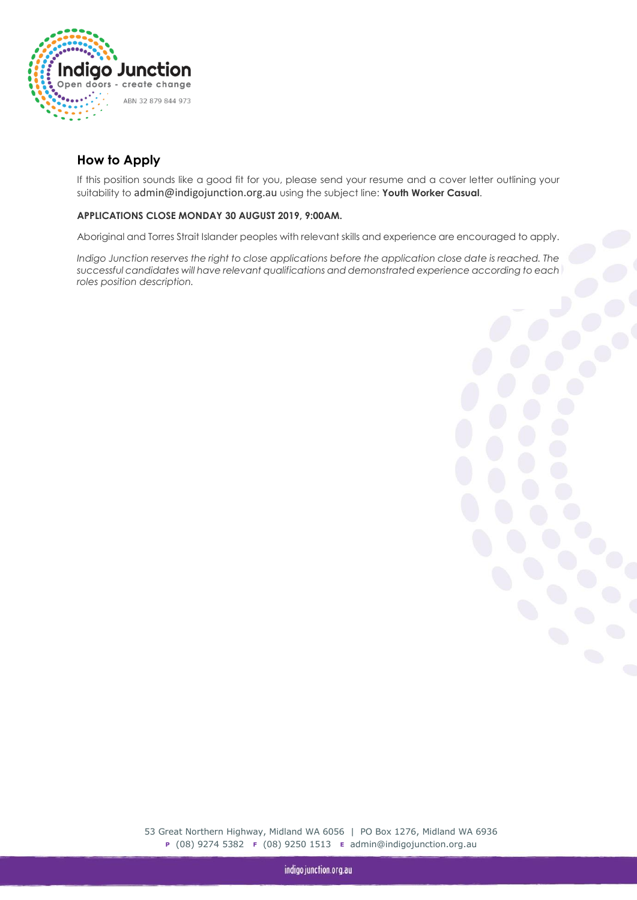## How to Apply

If this position sounds like a good fit for you, please send your resume and a cover letter outlining your suitability to admin@indigojunction.org.au using the subject line: **Youth Worker Casual**.

**APPLICATIONS CLOSE MONDAY 30 AUGUST 2019, 9:00AM.**

Aboriginal and Torres Strait Islander peoples with relevant skills and experience are encouraged to apply.

*Indigo Junction reserves the right to close applications before the application close date is reached. The successful candidates will have relevant qualifications and demonstrated experience according to each roles position description.*